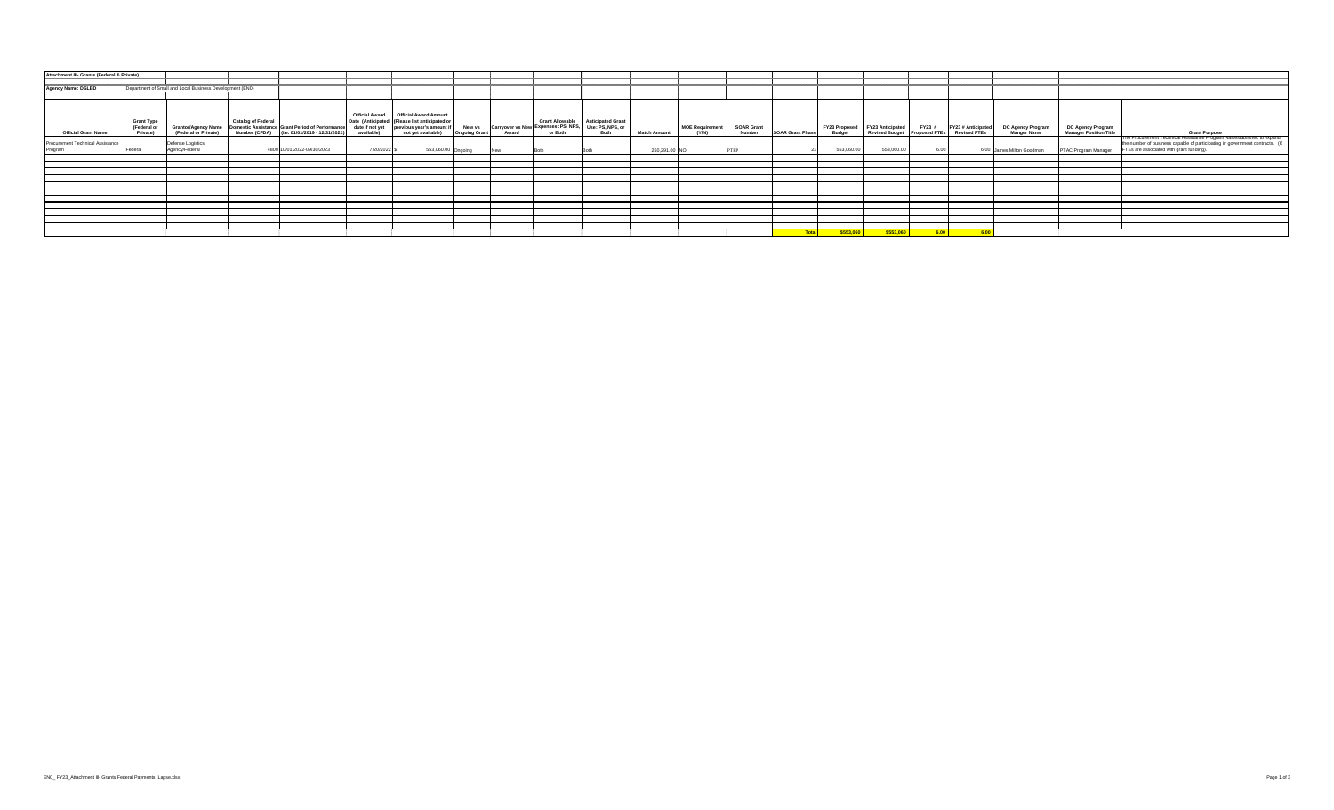**Attachment III- Grants (Federal & Private)**

**Agency Name: DSLBD** Department of Small and Local Business Development (EN0)

| Official Grant Name | Grant Type (Federal or Private) | Grantor/Agency Name (Federal or Private) | Catalog of Federal Domestic Assistance Number (CFDA) | Grant Period of Performance (i.e. 01/01/2019 - 12/31/2021) | Official Award Date (Anticipated date if not yet available) | Official Award Amount (Please list anticipated or previous year's amount if not yet available) | New vs Ongoing Grant | Carryover vs New Award | Grant Allowable Expenses: PS, NPS, or Both | Anticipated Grant Use: PS, NPS, or Both | Match Amount | MOE Requirement (Y/N) | SOAR Grant Number | SOAR Grant Phase | FY23 Proposed Budget | FY23 Anticipated Revised Budget | FY23 # Proposed FTEs | FY23 # Anticipated Revised FTEs | DC Agency Program Manger Name | DC Agency Program Manager Position Title | Grant Purpose |
|---|---|---|---|---|---|---|---|---|---|---|---|---|---|---|---|---|---|---|---|---|---|
| Procurement Technical Assistance Program | Federal | Defense Logistics Agency/Federal | 4600 | 10/01/2022-09/30/2023 | 7/20/2022 | $ 553,060.00 | Ongoing | New | Both | Both | 250,291.00 | NO | PT#9 | 23 | 553,060.00 | 553,060.00 | 6.00 | 6.00 | James Milton Goodman | PTAC Program Manager | The Procurement Technical Assistance Program was established to expand the number of business capable of participating in government contracts. (6 FTEs are associated with grant funding). |
| | | | | | | | | | | | | | | | | | | | | | |
| | | | | | | | | | | | | | | | | | | | | | |
| | | | | | | | | | | | | | | | | | | | | | |
| | | | | | | | | | | | | | | **Total** | **$553,060** | **$553,060** | **6.00** | **6.00** | | | |

ENO_ FY23_Attachment III- Grants Federal Payments Lapse.xlsx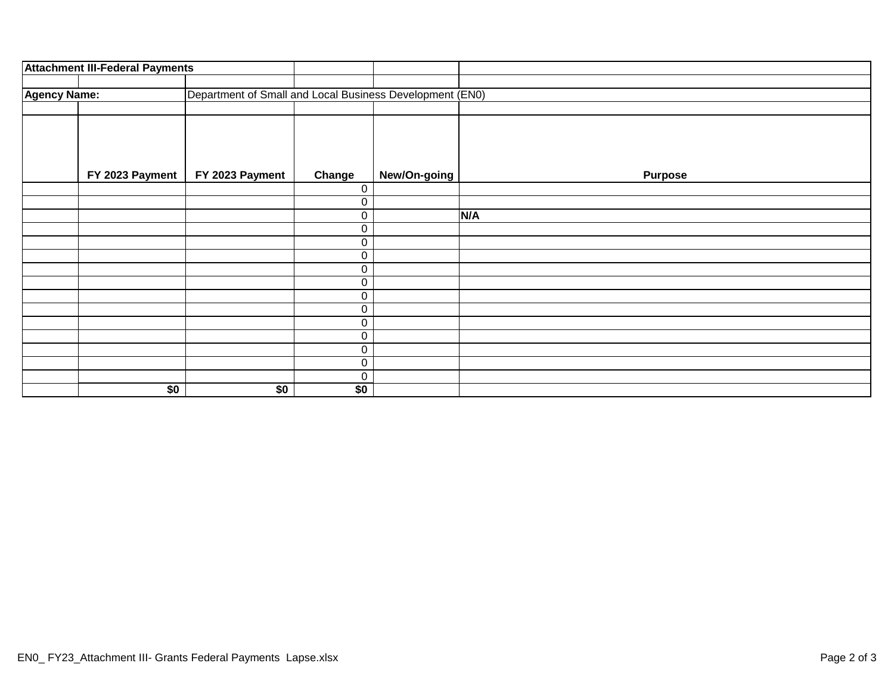| Attachment III-Federal Payments | | | | | |
|---|---|---|---|---|---|
| | | | | | |
| **Agency Name:** | | Department of Small and Local Business Development (EN0) | | | |
| | | | | | |
| | **FY 2023 Payment** | **FY 2023 Payment** | **Change** | **New/On-going** | **Purpose** |
| | | | 0 | | |
| | | | 0 | | |
| | | | 0 | | **N/A** |
| | | | 0 | | |
| | | | 0 | | |
| | | | 0 | | |
| | | | 0 | | |
| | | | 0 | | |
| | | | 0 | | |
| | | | 0 | | |
| | | | 0 | | |
| | | | 0 | | |
| | | | 0 | | |
| | | | 0 | | |
| | | | 0 | | |
| | **$0** | **$0** | **$0** | | |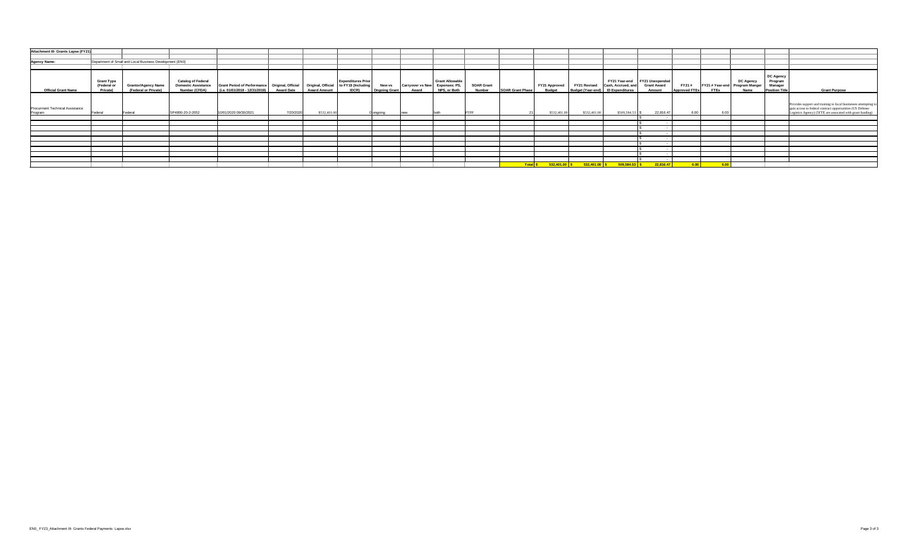Attachment III- Grants Lapse (FY21)

Agency Name: Department of Small and Local Business Development (EN0)

| Official Grant Name | Grant Type (Federal or Private) | Grantor/Agency Name (Federal or Private) | Catalog of Federal Domestic Assistance Number (CFDA) | Grant Period of Performance (i.e. 01/01/2018 - 12/31/2019) | Original, Official Award Date | Original, Official Award Amount | Expenditures Prior to FY19 (Including IDCR) | New vs Ongoing Grant | Carryover vs New Award | Grant Allowable Expenses: PS, NPS, or Both | SOAR Grant Number | SOAR Grant Phase | FY21 Approved Budget | FY21 Revised Budget (Year-end) | FY21 Year-end Cash, Accrued, and ID Expenditures | FY21 Unexpended Grant Award Amount | FY21 # Approved FTEs | FY21 # Year-end FTEs | DC Agency Program Manger Name | DC Agency Program Manager Position Title | Grant Purpose |
|---|---|---|---|---|---|---|---|---|---|---|---|---|---|---|---|---|---|---|---|---|---|
| Procurment Technical Assistance Program | Federal | Federal | SP4800-20-2-2052 | 10/01/2020 09/30/2021 | 7/20/2020 | $532,401.00 | 0 | ongoing | new | both | PTPP | 21 | $532,401.00 | $532,401.00 | $509,584.53 | $ 22,816.47 | 6.00 | 6.00 | | | Provides support and training to local businesses attempting to gain access to federal contract opportunities (US Defense Logistics Agency) (5FTE are assocated with grant funding) |
| | | | | | | | | | | | | | | | | $ - | | | | | |
| | | | | | | | | | | | | | | | | $ - | | | | | |
| | | | | | | | | | | | | | | | | $ - | | | | | |
| | | | | | | | | | | | | | | | | $ - | | | | | |
| | | | | | | | | | | | | | | | | $ - | | | | | |
| | | | | | | | | | | | | | | | | $ - | | | | | |
| | | | | | | | | | | | | | | | | $ - | | | | | |
| | | | | | | | | | | | | | | | | $ - | | | | | |
| | | | | | | | | | | | | | | | | $ - | | | | | |
| | | | | | | | | | | | | | Total $ | 532,401.00 $ | 532,401.00 $ | 509,584.53 $ | 22,816.47 | 6.00 | 6.00 | | | |

EN0_ FY23_Attachment III- Grants Federal Payments Lapse.xlsx